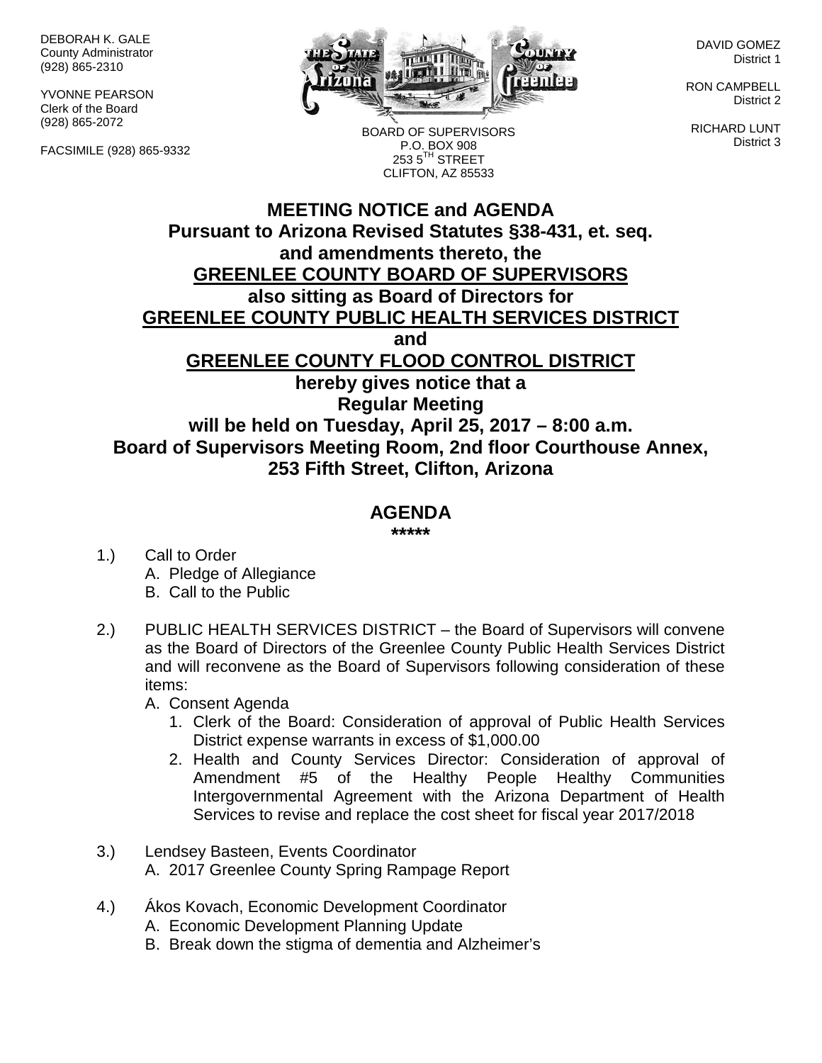DEBORAH K. GALE
County Administrator
(928) 865-2310

YVONNE PEARSON
Clerk of the Board
(928) 865-2072

FACSIMILE (928) 865-9332

BOARD OF SUPERVISORS
P.O. BOX 908
253 5TH STREET
CLIFTON, AZ 85533

DAVID GOMEZ
District 1

RON CAMPBELL
District 2

RICHARD LUNT
District 3

# MEETING NOTICE and AGENDA

**Pursuant to Arizona Revised Statutes §38-431, et. seq. and amendments thereto, the**
**GREENLEE COUNTY BOARD OF SUPERVISORS**
**also sitting as Board of Directors for**
**GREENLEE COUNTY PUBLIC HEALTH SERVICES DISTRICT**
**and**
**GREENLEE COUNTY FLOOD CONTROL DISTRICT**
**hereby gives notice that a**
**Regular Meeting**
**will be held on Tuesday, April 25, 2017 – 8:00 a.m.**
**Board of Supervisors Meeting Room, 2nd floor Courthouse Annex, 253 Fifth Street, Clifton, Arizona**

## AGENDA

*****

1.) Call to Order
   A. Pledge of Allegiance
   B. Call to the Public

2.) PUBLIC HEALTH SERVICES DISTRICT – the Board of Supervisors will convene as the Board of Directors of the Greenlee County Public Health Services District and will reconvene as the Board of Supervisors following consideration of these items:
   A. Consent Agenda
      1. Clerk of the Board: Consideration of approval of Public Health Services District expense warrants in excess of $1,000.00
      2. Health and County Services Director: Consideration of approval of Amendment #5 of the Healthy People Healthy Communities Intergovernmental Agreement with the Arizona Department of Health Services to revise and replace the cost sheet for fiscal year 2017/2018

3.) Lendsey Basteen, Events Coordinator
   A. 2017 Greenlee County Spring Rampage Report

4.) Ákos Kovach, Economic Development Coordinator
   A. Economic Development Planning Update
   B. Break down the stigma of dementia and Alzheimer's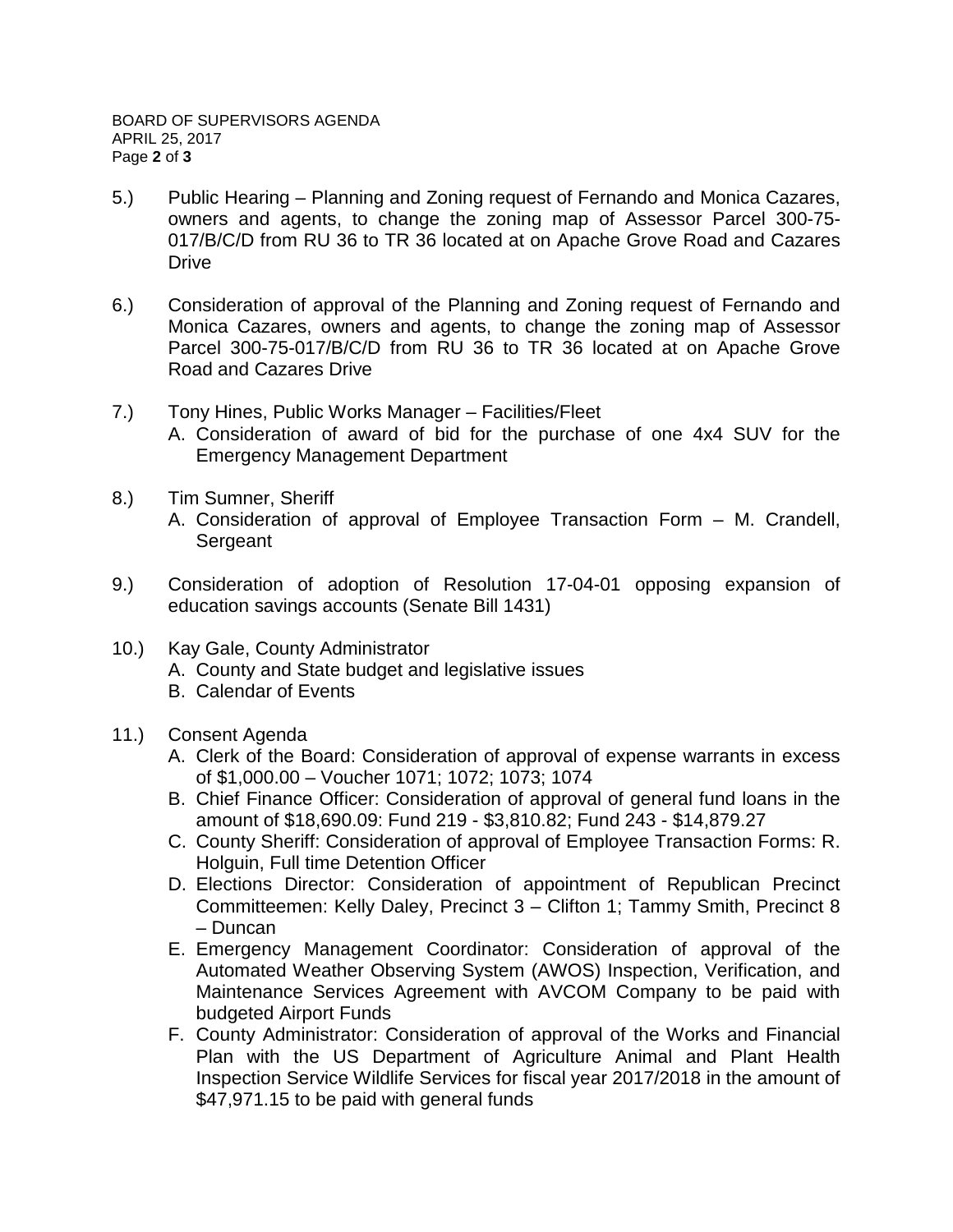5.) Public Hearing – Planning and Zoning request of Fernando and Monica Cazares, owners and agents, to change the zoning map of Assessor Parcel 300-75-017/B/C/D from RU 36 to TR 36 located at on Apache Grove Road and Cazares Drive

6.) Consideration of approval of the Planning and Zoning request of Fernando and Monica Cazares, owners and agents, to change the zoning map of Assessor Parcel 300-75-017/B/C/D from RU 36 to TR 36 located at on Apache Grove Road and Cazares Drive

7.) Tony Hines, Public Works Manager – Facilities/Fleet
   A. Consideration of award of bid for the purchase of one 4x4 SUV for the Emergency Management Department

8.) Tim Sumner, Sheriff
   A. Consideration of approval of Employee Transaction Form – M. Crandell, Sergeant

9.) Consideration of adoption of Resolution 17-04-01 opposing expansion of education savings accounts (Senate Bill 1431)

10.) Kay Gale, County Administrator
   A. County and State budget and legislative issues
   B. Calendar of Events

11.) Consent Agenda
   A. Clerk of the Board: Consideration of approval of expense warrants in excess of $1,000.00 – Voucher 1071; 1072; 1073; 1074
   B. Chief Finance Officer: Consideration of approval of general fund loans in the amount of $18,690.09: Fund 219 - $3,810.82; Fund 243 - $14,879.27
   C. County Sheriff: Consideration of approval of Employee Transaction Forms: R. Holguin, Full time Detention Officer
   D. Elections Director: Consideration of appointment of Republican Precinct Committeemen: Kelly Daley, Precinct 3 – Clifton 1; Tammy Smith, Precinct 8 – Duncan
   E. Emergency Management Coordinator: Consideration of approval of the Automated Weather Observing System (AWOS) Inspection, Verification, and Maintenance Services Agreement with AVCOM Company to be paid with budgeted Airport Funds
   F. County Administrator: Consideration of approval of the Works and Financial Plan with the US Department of Agriculture Animal and Plant Health Inspection Service Wildlife Services for fiscal year 2017/2018 in the amount of $47,971.15 to be paid with general funds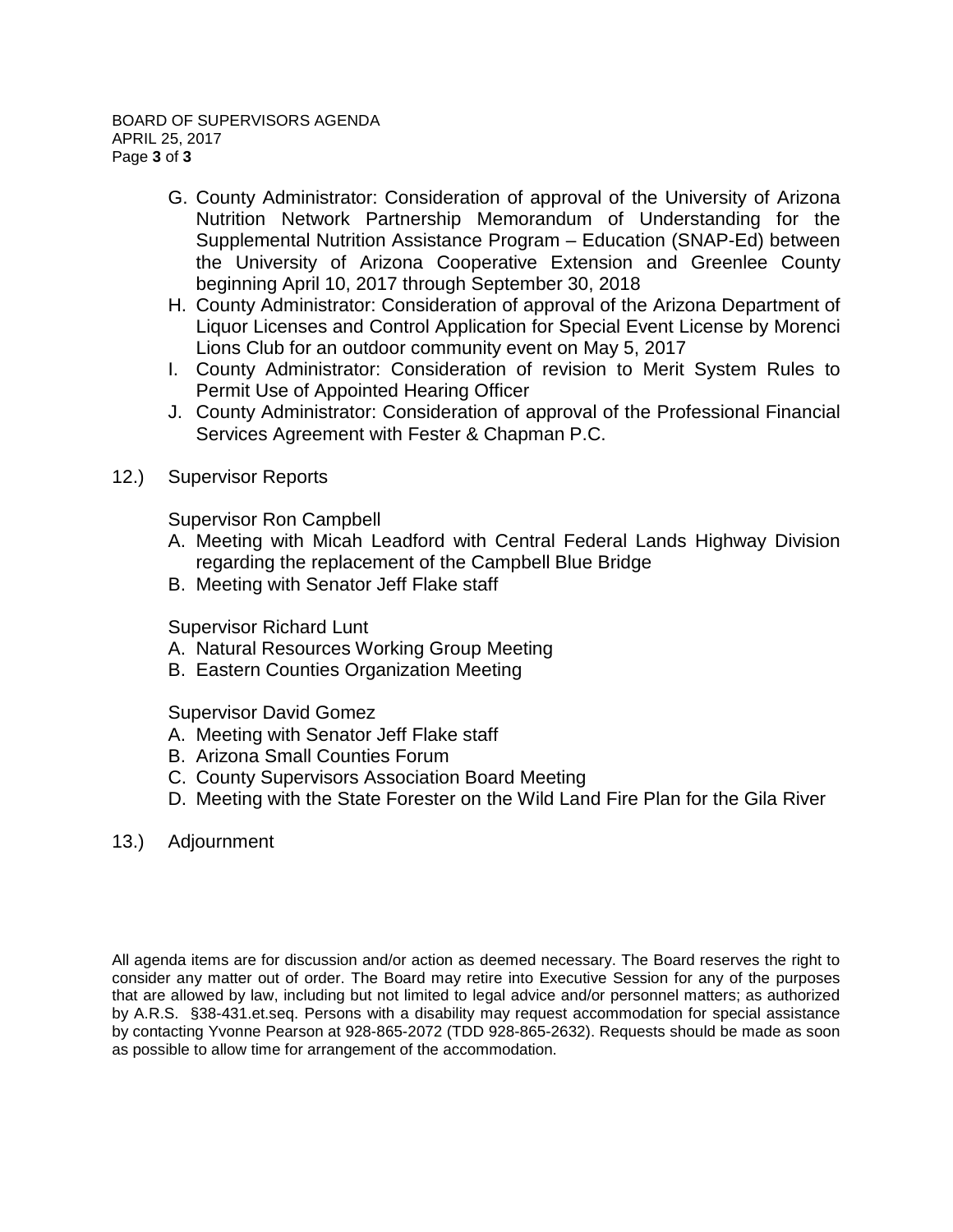G. County Administrator: Consideration of approval of the University of Arizona Nutrition Network Partnership Memorandum of Understanding for the Supplemental Nutrition Assistance Program – Education (SNAP-Ed) between the University of Arizona Cooperative Extension and Greenlee County beginning April 10, 2017 through September 30, 2018
H. County Administrator: Consideration of approval of the Arizona Department of Liquor Licenses and Control Application for Special Event License by Morenci Lions Club for an outdoor community event on May 5, 2017
I. County Administrator: Consideration of revision to Merit System Rules to Permit Use of Appointed Hearing Officer
J. County Administrator: Consideration of approval of the Professional Financial Services Agreement with Fester & Chapman P.C.

12.) Supervisor Reports

Supervisor Ron Campbell

A. Meeting with Micah Leadford with Central Federal Lands Highway Division regarding the replacement of the Campbell Blue Bridge
B. Meeting with Senator Jeff Flake staff

Supervisor Richard Lunt

A. Natural Resources Working Group Meeting
B. Eastern Counties Organization Meeting

Supervisor David Gomez

A. Meeting with Senator Jeff Flake staff
B. Arizona Small Counties Forum
C. County Supervisors Association Board Meeting
D. Meeting with the State Forester on the Wild Land Fire Plan for the Gila River

13.) Adjournment

All agenda items are for discussion and/or action as deemed necessary. The Board reserves the right to consider any matter out of order. The Board may retire into Executive Session for any of the purposes that are allowed by law, including but not limited to legal advice and/or personnel matters; as authorized by A.R.S. §38-431.et.seq. Persons with a disability may request accommodation for special assistance by contacting Yvonne Pearson at 928-865-2072 (TDD 928-865-2632). Requests should be made as soon as possible to allow time for arrangement of the accommodation.